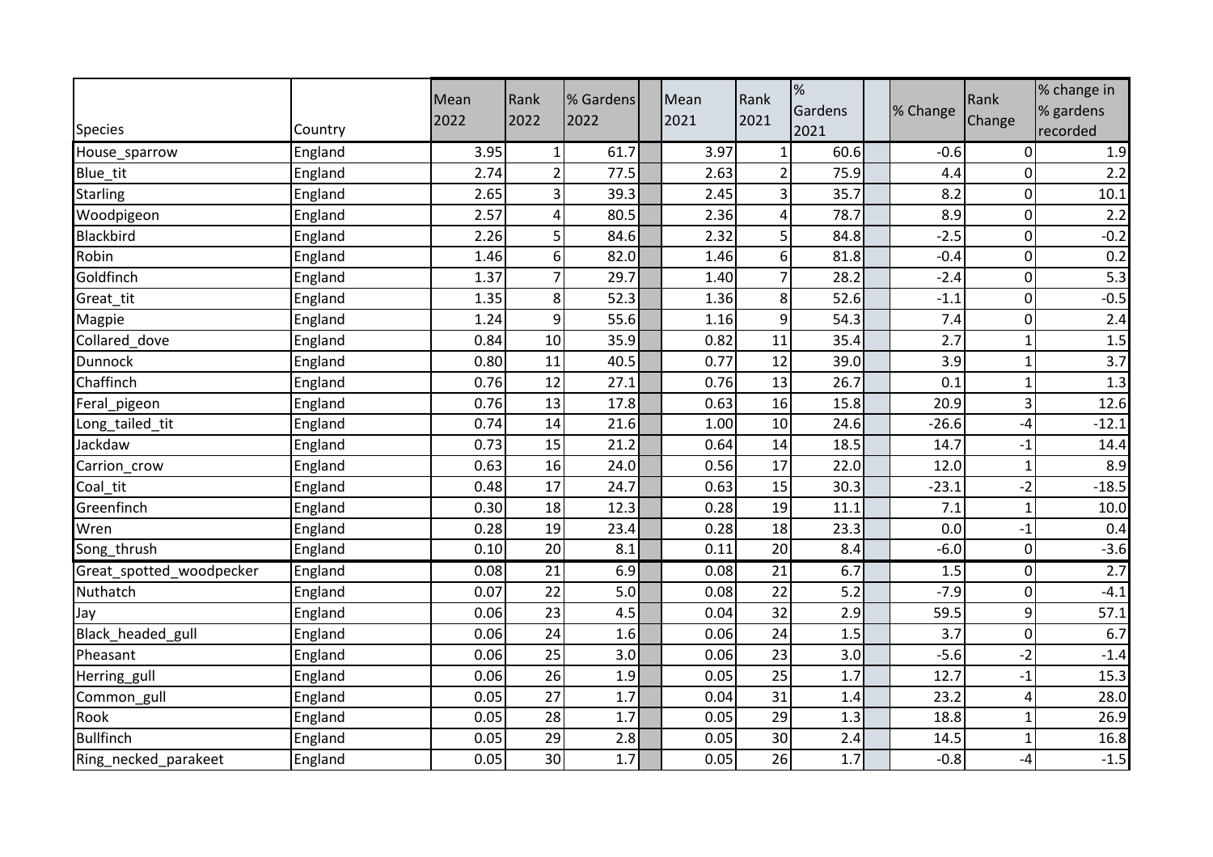| Species | Country | Mean 2022 | Rank 2022 | % Gardens 2022 | Mean 2021 | Rank 2021 | % Gardens 2021 | % Change | Rank Change | % change in % gardens recorded |
|---|---|---|---|---|---|---|---|---|---|---|
| House_sparrow | England | 3.95 | 1 | 61.7 | 3.97 | 1 | 60.6 | -0.6 | 0 | 1.9 |
| Blue_tit | England | 2.74 | 2 | 77.5 | 2.63 | 2 | 75.9 | 4.4 | 0 | 2.2 |
| Starling | England | 2.65 | 3 | 39.3 | 2.45 | 3 | 35.7 | 8.2 | 0 | 10.1 |
| Woodpigeon | England | 2.57 | 4 | 80.5 | 2.36 | 4 | 78.7 | 8.9 | 0 | 2.2 |
| Blackbird | England | 2.26 | 5 | 84.6 | 2.32 | 5 | 84.8 | -2.5 | 0 | -0.2 |
| Robin | England | 1.46 | 6 | 82.0 | 1.46 | 6 | 81.8 | -0.4 | 0 | 0.2 |
| Goldfinch | England | 1.37 | 7 | 29.7 | 1.40 | 7 | 28.2 | -2.4 | 0 | 5.3 |
| Great_tit | England | 1.35 | 8 | 52.3 | 1.36 | 8 | 52.6 | -1.1 | 0 | -0.5 |
| Magpie | England | 1.24 | 9 | 55.6 | 1.16 | 9 | 54.3 | 7.4 | 0 | 2.4 |
| Collared_dove | England | 0.84 | 10 | 35.9 | 0.82 | 11 | 35.4 | 2.7 | 1 | 1.5 |
| Dunnock | England | 0.80 | 11 | 40.5 | 0.77 | 12 | 39.0 | 3.9 | 1 | 3.7 |
| Chaffinch | England | 0.76 | 12 | 27.1 | 0.76 | 13 | 26.7 | 0.1 | 1 | 1.3 |
| Feral_pigeon | England | 0.76 | 13 | 17.8 | 0.63 | 16 | 15.8 | 20.9 | 3 | 12.6 |
| Long_tailed_tit | England | 0.74 | 14 | 21.6 | 1.00 | 10 | 24.6 | -26.6 | -4 | -12.1 |
| Jackdaw | England | 0.73 | 15 | 21.2 | 0.64 | 14 | 18.5 | 14.7 | -1 | 14.4 |
| Carrion_crow | England | 0.63 | 16 | 24.0 | 0.56 | 17 | 22.0 | 12.0 | 1 | 8.9 |
| Coal_tit | England | 0.48 | 17 | 24.7 | 0.63 | 15 | 30.3 | -23.1 | -2 | -18.5 |
| Greenfinch | England | 0.30 | 18 | 12.3 | 0.28 | 19 | 11.1 | 7.1 | 1 | 10.0 |
| Wren | England | 0.28 | 19 | 23.4 | 0.28 | 18 | 23.3 | 0.0 | -1 | 0.4 |
| Song_thrush | England | 0.10 | 20 | 8.1 | 0.11 | 20 | 8.4 | -6.0 | 0 | -3.6 |
| Great_spotted_woodpecker | England | 0.08 | 21 | 6.9 | 0.08 | 21 | 6.7 | 1.5 | 0 | 2.7 |
| Nuthatch | England | 0.07 | 22 | 5.0 | 0.08 | 22 | 5.2 | -7.9 | 0 | -4.1 |
| Jay | England | 0.06 | 23 | 4.5 | 0.04 | 32 | 2.9 | 59.5 | 9 | 57.1 |
| Black_headed_gull | England | 0.06 | 24 | 1.6 | 0.06 | 24 | 1.5 | 3.7 | 0 | 6.7 |
| Pheasant | England | 0.06 | 25 | 3.0 | 0.06 | 23 | 3.0 | -5.6 | -2 | -1.4 |
| Herring_gull | England | 0.06 | 26 | 1.9 | 0.05 | 25 | 1.7 | 12.7 | -1 | 15.3 |
| Common_gull | England | 0.05 | 27 | 1.7 | 0.04 | 31 | 1.4 | 23.2 | 4 | 28.0 |
| Rook | England | 0.05 | 28 | 1.7 | 0.05 | 29 | 1.3 | 18.8 | 1 | 26.9 |
| Bullfinch | England | 0.05 | 29 | 2.8 | 0.05 | 30 | 2.4 | 14.5 | 1 | 16.8 |
| Ring_necked_parakeet | England | 0.05 | 30 | 1.7 | 0.05 | 26 | 1.7 | -0.8 | -4 | -1.5 |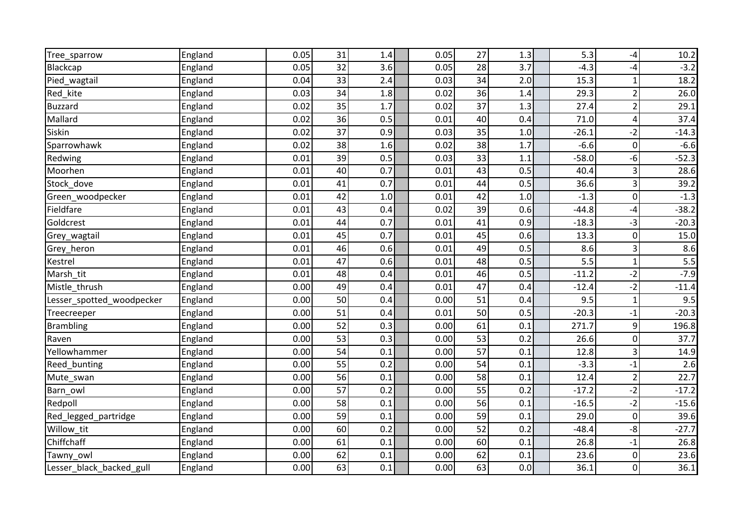| | | | | | | | | | | | | |
|---|---|---|---|---|---|---|---|---|---|---|---|---|
| Tree_sparrow | England | 0.05 | 31 | 1.4 | | 0.05 | 27 | 1.3 | | 5.3 | -4 | 10.2 |
| Blackcap | England | 0.05 | 32 | 3.6 | | 0.05 | 28 | 3.7 | | -4.3 | -4 | -3.2 |
| Pied_wagtail | England | 0.04 | 33 | 2.4 | | 0.03 | 34 | 2.0 | | 15.3 | 1 | 18.2 |
| Red_kite | England | 0.03 | 34 | 1.8 | | 0.02 | 36 | 1.4 | | 29.3 | 2 | 26.0 |
| Buzzard | England | 0.02 | 35 | 1.7 | | 0.02 | 37 | 1.3 | | 27.4 | 2 | 29.1 |
| Mallard | England | 0.02 | 36 | 0.5 | | 0.01 | 40 | 0.4 | | 71.0 | 4 | 37.4 |
| Siskin | England | 0.02 | 37 | 0.9 | | 0.03 | 35 | 1.0 | | -26.1 | -2 | -14.3 |
| Sparrowhawk | England | 0.02 | 38 | 1.6 | | 0.02 | 38 | 1.7 | | -6.6 | 0 | -6.6 |
| Redwing | England | 0.01 | 39 | 0.5 | | 0.03 | 33 | 1.1 | | -58.0 | -6 | -52.3 |
| Moorhen | England | 0.01 | 40 | 0.7 | | 0.01 | 43 | 0.5 | | 40.4 | 3 | 28.6 |
| Stock_dove | England | 0.01 | 41 | 0.7 | | 0.01 | 44 | 0.5 | | 36.6 | 3 | 39.2 |
| Green_woodpecker | England | 0.01 | 42 | 1.0 | | 0.01 | 42 | 1.0 | | -1.3 | 0 | -1.3 |
| Fieldfare | England | 0.01 | 43 | 0.4 | | 0.02 | 39 | 0.6 | | -44.8 | -4 | -38.2 |
| Goldcrest | England | 0.01 | 44 | 0.7 | | 0.01 | 41 | 0.9 | | -18.3 | -3 | -20.3 |
| Grey_wagtail | England | 0.01 | 45 | 0.7 | | 0.01 | 45 | 0.6 | | 13.3 | 0 | 15.0 |
| Grey_heron | England | 0.01 | 46 | 0.6 | | 0.01 | 49 | 0.5 | | 8.6 | 3 | 8.6 |
| Kestrel | England | 0.01 | 47 | 0.6 | | 0.01 | 48 | 0.5 | | 5.5 | 1 | 5.5 |
| Marsh_tit | England | 0.01 | 48 | 0.4 | | 0.01 | 46 | 0.5 | | -11.2 | -2 | -7.9 |
| Mistle_thrush | England | 0.00 | 49 | 0.4 | | 0.01 | 47 | 0.4 | | -12.4 | -2 | -11.4 |
| Lesser_spotted_woodpecker | England | 0.00 | 50 | 0.4 | | 0.00 | 51 | 0.4 | | 9.5 | 1 | 9.5 |
| Treecreeper | England | 0.00 | 51 | 0.4 | | 0.01 | 50 | 0.5 | | -20.3 | -1 | -20.3 |
| Brambling | England | 0.00 | 52 | 0.3 | | 0.00 | 61 | 0.1 | | 271.7 | 9 | 196.8 |
| Raven | England | 0.00 | 53 | 0.3 | | 0.00 | 53 | 0.2 | | 26.6 | 0 | 37.7 |
| Yellowhammer | England | 0.00 | 54 | 0.1 | | 0.00 | 57 | 0.1 | | 12.8 | 3 | 14.9 |
| Reed_bunting | England | 0.00 | 55 | 0.2 | | 0.00 | 54 | 0.1 | | -3.3 | -1 | 2.6 |
| Mute_swan | England | 0.00 | 56 | 0.1 | | 0.00 | 58 | 0.1 | | 12.4 | 2 | 22.7 |
| Barn_owl | England | 0.00 | 57 | 0.2 | | 0.00 | 55 | 0.2 | | -17.2 | -2 | -17.2 |
| Redpoll | England | 0.00 | 58 | 0.1 | | 0.00 | 56 | 0.1 | | -16.5 | -2 | -15.6 |
| Red_legged_partridge | England | 0.00 | 59 | 0.1 | | 0.00 | 59 | 0.1 | | 29.0 | 0 | 39.6 |
| Willow_tit | England | 0.00 | 60 | 0.2 | | 0.00 | 52 | 0.2 | | -48.4 | -8 | -27.7 |
| Chiffchaff | England | 0.00 | 61 | 0.1 | | 0.00 | 60 | 0.1 | | 26.8 | -1 | 26.8 |
| Tawny_owl | England | 0.00 | 62 | 0.1 | | 0.00 | 62 | 0.1 | | 23.6 | 0 | 23.6 |
| Lesser_black_backed_gull | England | 0.00 | 63 | 0.1 | | 0.00 | 63 | 0.0 | | 36.1 | 0 | 36.1 |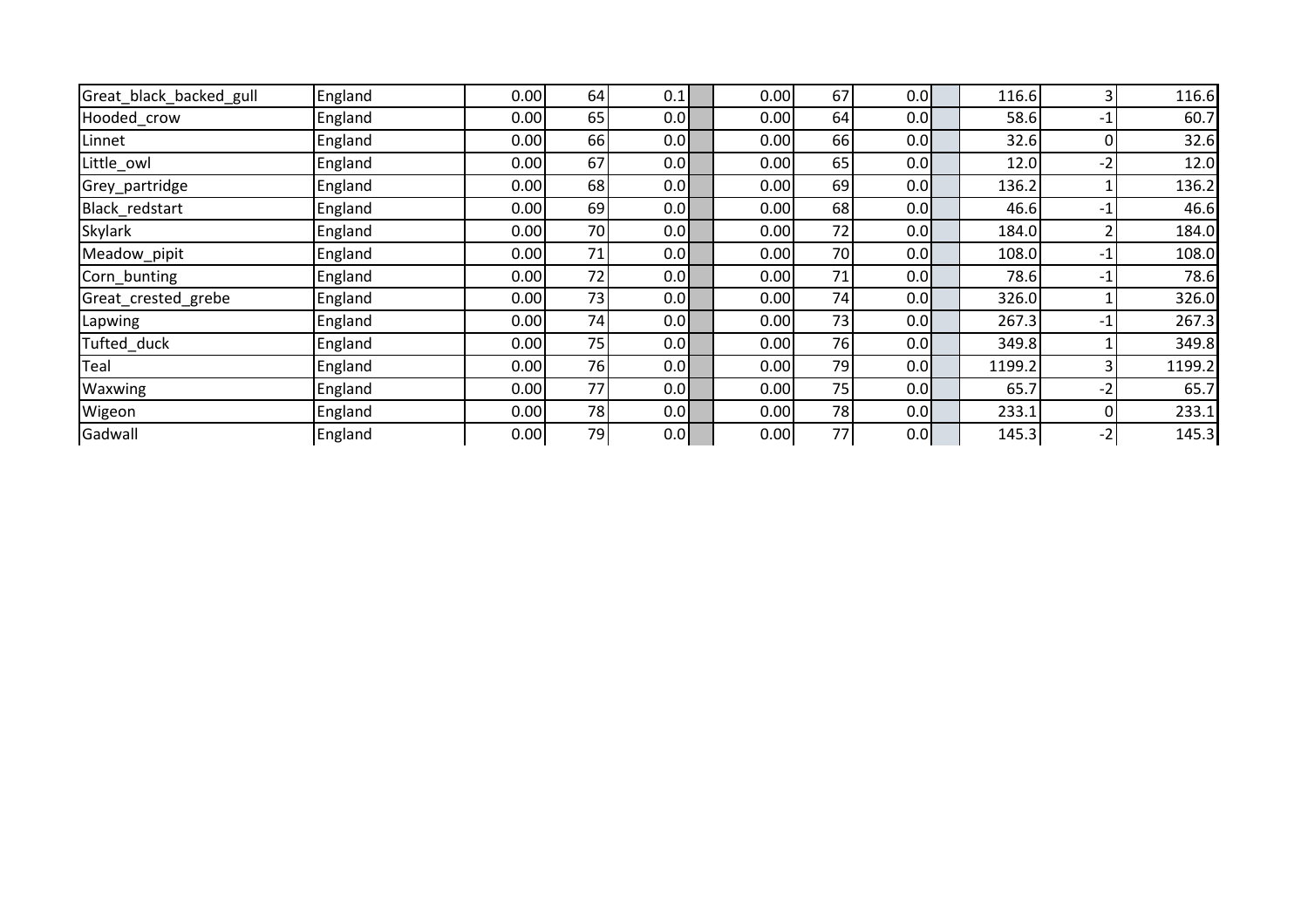| | | | | | | | | | | | | | |
|---|---|---|---|---|---|---|---|---|---|---|---|---|---|
| Great_black_backed_gull | England | 0.00 | 64 | 0.1 | | 0.00 | 67 | 0.0 | | 116.6 | 3 | 116.6 |
| Hooded_crow | England | 0.00 | 65 | 0.0 | | 0.00 | 64 | 0.0 | | 58.6 | -1 | 60.7 |
| Linnet | England | 0.00 | 66 | 0.0 | | 0.00 | 66 | 0.0 | | 32.6 | 0 | 32.6 |
| Little_owl | England | 0.00 | 67 | 0.0 | | 0.00 | 65 | 0.0 | | 12.0 | -2 | 12.0 |
| Grey_partridge | England | 0.00 | 68 | 0.0 | | 0.00 | 69 | 0.0 | | 136.2 | 1 | 136.2 |
| Black_redstart | England | 0.00 | 69 | 0.0 | | 0.00 | 68 | 0.0 | | 46.6 | -1 | 46.6 |
| Skylark | England | 0.00 | 70 | 0.0 | | 0.00 | 72 | 0.0 | | 184.0 | 2 | 184.0 |
| Meadow_pipit | England | 0.00 | 71 | 0.0 | | 0.00 | 70 | 0.0 | | 108.0 | -1 | 108.0 |
| Corn_bunting | England | 0.00 | 72 | 0.0 | | 0.00 | 71 | 0.0 | | 78.6 | -1 | 78.6 |
| Great_crested_grebe | England | 0.00 | 73 | 0.0 | | 0.00 | 74 | 0.0 | | 326.0 | 1 | 326.0 |
| Lapwing | England | 0.00 | 74 | 0.0 | | 0.00 | 73 | 0.0 | | 267.3 | -1 | 267.3 |
| Tufted_duck | England | 0.00 | 75 | 0.0 | | 0.00 | 76 | 0.0 | | 349.8 | 1 | 349.8 |
| Teal | England | 0.00 | 76 | 0.0 | | 0.00 | 79 | 0.0 | | 1199.2 | 3 | 1199.2 |
| Waxwing | England | 0.00 | 77 | 0.0 | | 0.00 | 75 | 0.0 | | 65.7 | -2 | 65.7 |
| Wigeon | England | 0.00 | 78 | 0.0 | | 0.00 | 78 | 0.0 | | 233.1 | 0 | 233.1 |
| Gadwall | England | 0.00 | 79 | 0.0 | | 0.00 | 77 | 0.0 | | 145.3 | -2 | 145.3 |